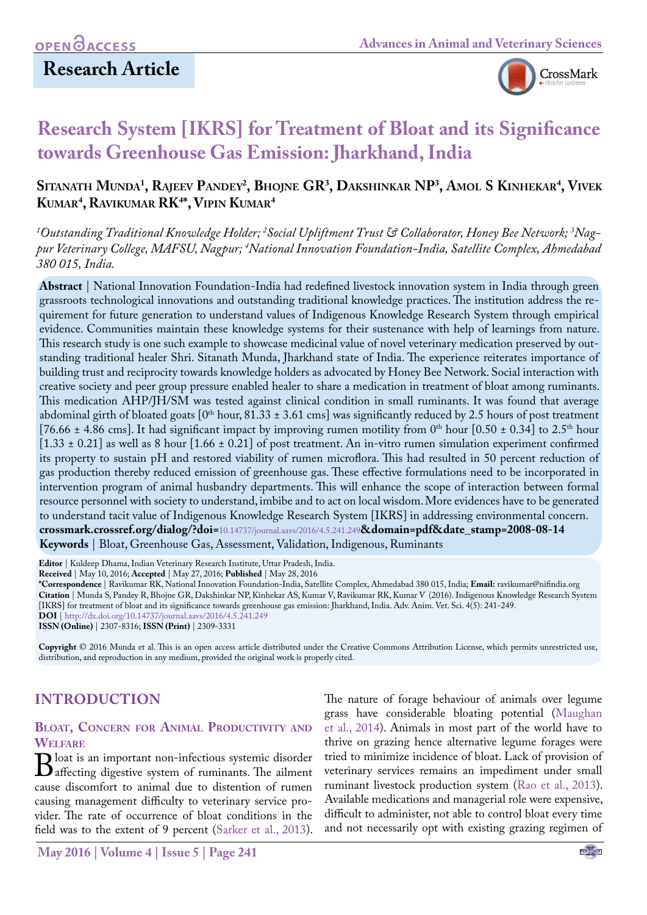Research Article

# Research System [IKRS] for Treatment of Bloat and its Significance towards Greenhouse Gas Emission: Jharkhand, India

**Sitanath Munda[1], Rajeev Pandey[2], Bhojne GR[3], Dakshinkar NP[3], Amol S Kinhekar[4], Vivek Kumar[4], Ravikumar RK[4]*, Vipin Kumar[4]**

*[1]Outstanding Traditional Knowledge Holder; [2]Social Upliftment Trust & Collaborator, Honey Bee Network; [3]Nagpur Veterinary College, MAFSU, Nagpur; [4]National Innovation Foundation-India, Satellite Complex, Ahmedabad 380 015, India.*

**Abstract** | National Innovation Foundation-India had redefined livestock innovation system in India through green grassroots technological innovations and outstanding traditional knowledge practices. The institution address the requirement for future generation to understand values of Indigenous Knowledge Research System through empirical evidence. Communities maintain these knowledge systems for their sustenance with help of learnings from nature. This research study is one such example to showcase medicinal value of novel veterinary medication preserved by outstanding traditional healer Shri. Sitanath Munda, Jharkhand state of India. The experience reiterates importance of building trust and reciprocity towards knowledge holders as advocated by Honey Bee Network. Social interaction with creative society and peer group pressure enabled healer to share a medication in treatment of bloat among ruminants. This medication AHP/JH/SM was tested against clinical condition in small ruminants. It was found that average abdominal girth of bloated goats [0$^{th}$ hour, 81.33 ± 3.61 cms] was significantly reduced by 2.5 hours of post treatment [76.66 ± 4.86 cms]. It had significant impact by improving rumen motility from 0$^{th}$ hour [0.50 ± 0.34] to 2.5$^{th}$ hour [1.33 ± 0.21] as well as 8 hour [1.66 ± 0.21] of post treatment. An in-vitro rumen simulation experiment confirmed its property to sustain pH and restored viability of rumen microflora. This had resulted in 50 percent reduction of gas production thereby reduced emission of greenhouse gas. These effective formulations need to be incorporated in intervention program of animal husbandry departments. This will enhance the scope of interaction between formal resource personnel with society to understand, imbibe and to act on local wisdom. More evidences have to be generated to understand tacit value of Indigenous Knowledge Research System [IKRS] in addressing environmental concern.
**crossmark.crossref.org/dialog/?doi=10.14737/journal.aavs/2016/4.5.241.249&domain=pdf&date_stamp=2008-08-14**
**Keywords** | Bloat, Greenhouse Gas, Assessment, Validation, Indigenous, Ruminants

**Editor** | Kuldeep Dhama, Indian Veterinary Research Institute, Uttar Pradesh, India.
**Received** | May 10, 2016; **Accepted** | May 27, 2016; **Published** | May 28, 2016
***Correspondence** | Ravikumar RK, National Innovation Foundation-India, Satellite Complex, Ahmedabad 380 015, India; **Email:** ravikumar@nifindia.org
**Citation** | Munda S, Pandey R, Bhojne GR, Dakshinkar NP, Kinhekar AS, Kumar V, Ravikumar RK, Kumar V (2016). Indigenous Knowledge Research System [IKRS] for treatment of bloat and its significance towards greenhouse gas emission: Jharkhand, India. Adv. Anim. Vet. Sci. 4(5): 241-249.
**DOI** | http://dx.doi.org/10.14737/journal.aavs/2016/4.5.241.249
**ISSN (Online)** | 2307-8316; **ISSN (Print)** | 2309-3331

**Copyright** © 2016 Munda et al. This is an open access article distributed under the Creative Commons Attribution License, which permits unrestricted use, distribution, and reproduction in any medium, provided the original work is properly cited.

## INTRODUCTION

### Bloat, Concern for Animal Productivity and Welfare

Bloat is an important non-infectious systemic disorder affecting digestive system of ruminants. The ailment cause discomfort to animal due to distention of rumen causing management difficulty to veterinary service provider. The rate of occurrence of bloat conditions in the field was to the extent of 9 percent (Sarker et al., 2013). The nature of forage behaviour of animals over legume grass have considerable bloating potential (Maughan et al., 2014). Animals in most part of the world have to thrive on grazing hence alternative legume forages were tried to minimize incidence of bloat. Lack of provision of veterinary services remains an impediment under small ruminant livestock production system (Rao et al., 2013). Available medications and managerial role were expensive, difficult to administer, not able to control bloat every time and not necessarily opt with existing grazing regimen of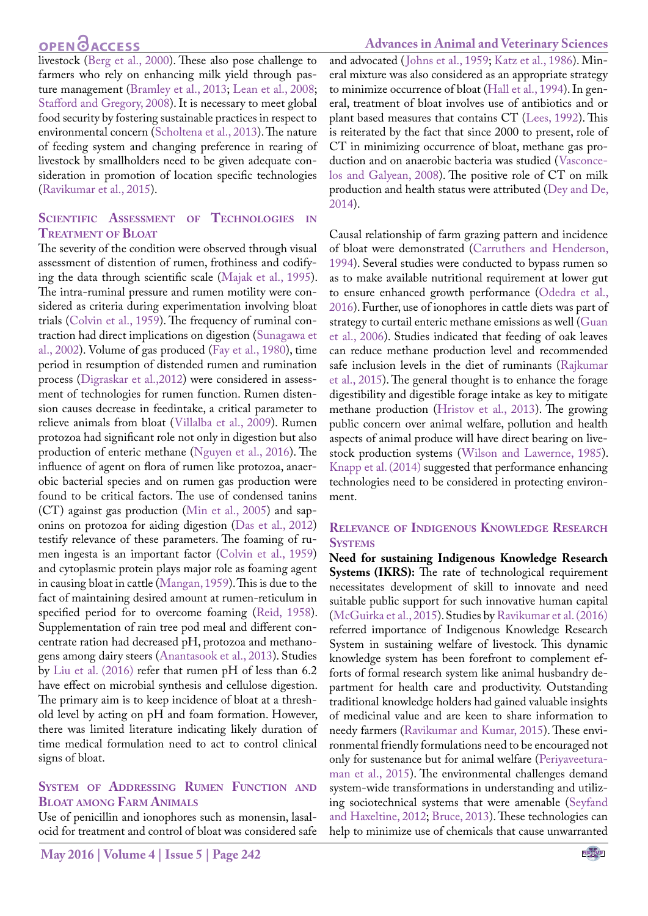livestock (Berg et al., 2000). These also pose challenge to farmers who rely on enhancing milk yield through pasture management (Bramley et al., 2013; Lean et al., 2008; Stafford and Gregory, 2008). It is necessary to meet global food security by fostering sustainable practices in respect to environmental concern (Scholtena et al., 2013). The nature of feeding system and changing preference in rearing of livestock by smallholders need to be given adequate consideration in promotion of location specific technologies (Ravikumar et al., 2015).

## Scientific Assessment of Technologies in Treatment of Bloat

The severity of the condition were observed through visual assessment of distention of rumen, frothiness and codifying the data through scientific scale (Majak et al., 1995). The intra-ruminal pressure and rumen motility were considered as criteria during experimentation involving bloat trials (Colvin et al., 1959). The frequency of ruminal contraction had direct implications on digestion (Sunagawa et al., 2002). Volume of gas produced (Fay et al., 1980), time period in resumption of distended rumen and rumination process (Digraskar et al.,2012) were considered in assessment of technologies for rumen function. Rumen distension causes decrease in feedintake, a critical parameter to relieve animals from bloat (Villalba et al., 2009). Rumen protozoa had significant role not only in digestion but also production of enteric methane (Nguyen et al., 2016). The influence of agent on flora of rumen like protozoa, anaerobic bacterial species and on rumen gas production were found to be critical factors. The use of condensed tanins (CT) against gas production (Min et al., 2005) and saponins on protozoa for aiding digestion (Das et al., 2012) testify relevance of these parameters. The foaming of rumen ingesta is an important factor (Colvin et al., 1959) and cytoplasmic protein plays major role as foaming agent in causing bloat in cattle (Mangan, 1959). This is due to the fact of maintaining desired amount at rumen-reticulum in specified period for to overcome foaming (Reid, 1958). Supplementation of rain tree pod meal and different concentrate ration had decreased pH, protozoa and methanogens among dairy steers (Anantasook et al., 2013). Studies by Liu et al. (2016) refer that rumen pH of less than 6.2 have effect on microbial synthesis and cellulose digestion. The primary aim is to keep incidence of bloat at a threshold level by acting on pH and foam formation. However, there was limited literature indicating likely duration of time medical formulation need to act to control clinical signs of bloat.

## System of Addressing Rumen Function and Bloat among Farm Animals

Use of penicillin and ionophores such as monensin, lasalocid for treatment and control of bloat was considered safe and advocated (Johns et al., 1959; Katz et al., 1986). Mineral mixture was also considered as an appropriate strategy to minimize occurrence of bloat (Hall et al., 1994). In general, treatment of bloat involves use of antibiotics and or plant based measures that contains CT (Lees, 1992). This is reiterated by the fact that since 2000 to present, role of CT in minimizing occurrence of bloat, methane gas production and on anaerobic bacteria was studied (Vasconcelos and Galyean, 2008). The positive role of CT on milk production and health status were attributed (Dey and De, 2014).

Causal relationship of farm grazing pattern and incidence of bloat were demonstrated (Carruthers and Henderson, 1994). Several studies were conducted to bypass rumen so as to make available nutritional requirement at lower gut to ensure enhanced growth performance (Odedra et al., 2016). Further, use of ionophores in cattle diets was part of strategy to curtail enteric methane emissions as well (Guan et al., 2006). Studies indicated that feeding of oak leaves can reduce methane production level and recommended safe inclusion levels in the diet of ruminants (Rajkumar et al., 2015). The general thought is to enhance the forage digestibility and digestible forage intake as key to mitigate methane production (Hristov et al., 2013). The growing public concern over animal welfare, pollution and health aspects of animal produce will have direct bearing on livestock production systems (Wilson and Lawernce, 1985). Knapp et al. (2014) suggested that performance enhancing technologies need to be considered in protecting environment.

## Relevance of Indigenous Knowledge Research Systems

**Need for sustaining Indigenous Knowledge Research Systems (IKRS):** The rate of technological requirement necessitates development of skill to innovate and need suitable public support for such innovative human capital (McGuirka et al., 2015). Studies by Ravikumar et al. (2016) referred importance of Indigenous Knowledge Research System in sustaining welfare of livestock. This dynamic knowledge system has been forefront to complement efforts of formal research system like animal husbandry department for health care and productivity. Outstanding traditional knowledge holders had gained valuable insights of medicinal value and are keen to share information to needy farmers (Ravikumar and Kumar, 2015). These environmental friendly formulations need to be encouraged not only for sustenance but for animal welfare (Periyaveeturaman et al., 2015). The environmental challenges demand system-wide transformations in understanding and utilizing sociotechnical systems that were amenable (Seyfand and Haxeltine, 2012; Bruce, 2013). These technologies can help to minimize use of chemicals that cause unwarranted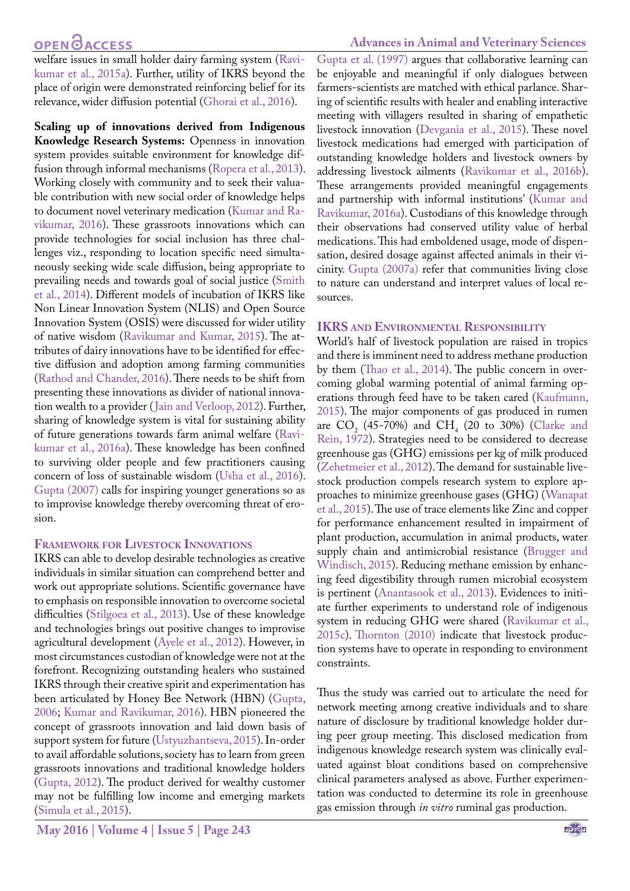welfare issues in small holder dairy farming system (Ravikumar et al., 2015a). Further, utility of IKRS beyond the place of origin were demonstrated reinforcing belief for its relevance, wider diffusion potential (Ghorai et al., 2016).

**Scaling up of innovations derived from Indigenous Knowledge Research Systems:** Openness in innovation system provides suitable environment for knowledge diffusion through informal mechanisms (Ropera et al., 2013). Working closely with community and to seek their valuable contribution with new social order of knowledge helps to document novel veterinary medication (Kumar and Ravikumar, 2016). These grassroots innovations which can provide technologies for social inclusion has three challenges viz., responding to location specific need simultaneously seeking wide scale diffusion, being appropriate to prevailing needs and towards goal of social justice (Smith et al., 2014). Different models of incubation of IKRS like Non Linear Innovation System (NLIS) and Open Source Innovation System (OSIS) were discussed for wider utility of native wisdom (Ravikumar and Kumar, 2015). The attributes of dairy innovations have to be identified for effective diffusion and adoption among farming communities (Rathod and Chander, 2016). There needs to be shift from presenting these innovations as divider of national innovation wealth to a provider (Jain and Verloop, 2012). Further, sharing of knowledge system is vital for sustaining ability of future generations towards farm animal welfare (Ravikumar et al., 2016a). These knowledge has been confined to surviving older people and few practitioners causing concern of loss of sustainable wisdom (Usha et al., 2016). Gupta (2007) calls for inspiring younger generations so as to improvise knowledge thereby overcoming threat of erosion.

## Framework for Livestock Innovations

IKRS can able to develop desirable technologies as creative individuals in similar situation can comprehend better and work out appropriate solutions. Scientific governance have to emphasis on responsible innovation to overcome societal difficulties (Stilgoea et al., 2013). Use of these knowledge and technologies brings out positive changes to improvise agricultural development (Ayele et al., 2012). However, in most circumstances custodian of knowledge were not at the forefront. Recognizing outstanding healers who sustained IKRS through their creative spirit and experimentation has been articulated by Honey Bee Network (HBN) (Gupta, 2006; Kumar and Ravikumar, 2016). HBN pioneered the concept of grassroots innovation and laid down basis of support system for future (Ustyuzhantseva, 2015). In-order to avail affordable solutions, society has to learn from green grassroots innovations and traditional knowledge holders (Gupta, 2012). The product derived for wealthy customer may not be fulfilling low income and emerging markets (Simula et al., 2015).

Gupta et al. (1997) argues that collaborative learning can be enjoyable and meaningful if only dialogues between farmers-scientists are matched with ethical parlance. Sharing of scientific results with healer and enabling interactive meeting with villagers resulted in sharing of empathetic livestock innovation (Devgania et al., 2015). These novel livestock medications had emerged with participation of outstanding knowledge holders and livestock owners by addressing livestock ailments (Ravikumar et al., 2016b). These arrangements provided meaningful engagements and partnership with informal institutions' (Kumar and Ravikumar, 2016a). Custodians of this knowledge through their observations had conserved utility value of herbal medications. This had emboldened usage, mode of dispensation, desired dosage against affected animals in their vicinity. Gupta (2007a) refer that communities living close to nature can understand and interpret values of local resources.

## IKRS and Environmental Responsibility

World's half of livestock population are raised in tropics and there is imminent need to address methane production by them (Thao et al., 2014). The public concern in overcoming global warming potential of animal farming operations through feed have to be taken cared (Kaufmann, 2015). The major components of gas produced in rumen are $CO_2$ (45-70%) and $CH_4$ (20 to 30%) (Clarke and Rein, 1972). Strategies need to be considered to decrease greenhouse gas (GHG) emissions per kg of milk produced (Zehetmeier et al., 2012). The demand for sustainable livestock production compels research system to explore approaches to minimize greenhouse gases (GHG) (Wanapat et al., 2015). The use of trace elements like Zinc and copper for performance enhancement resulted in impairment of plant production, accumulation in animal products, water supply chain and antimicrobial resistance (Brugger and Windisch, 2015). Reducing methane emission by enhancing feed digestibility through rumen microbial ecosystem is pertinent (Anantasook et al., 2013). Evidences to initiate further experiments to understand role of indigenous system in reducing GHG were shared (Ravikumar et al., 2015c). Thornton (2010) indicate that livestock production systems have to operate in responding to environment constraints.

Thus the study was carried out to articulate the need for network meeting among creative individuals and to share nature of disclosure by traditional knowledge holder during peer group meeting. This disclosed medication from indigenous knowledge research system was clinically evaluated against bloat conditions based on comprehensive clinical parameters analysed as above. Further experimentation was conducted to determine its role in greenhouse gas emission through *in vitro* ruminal gas production.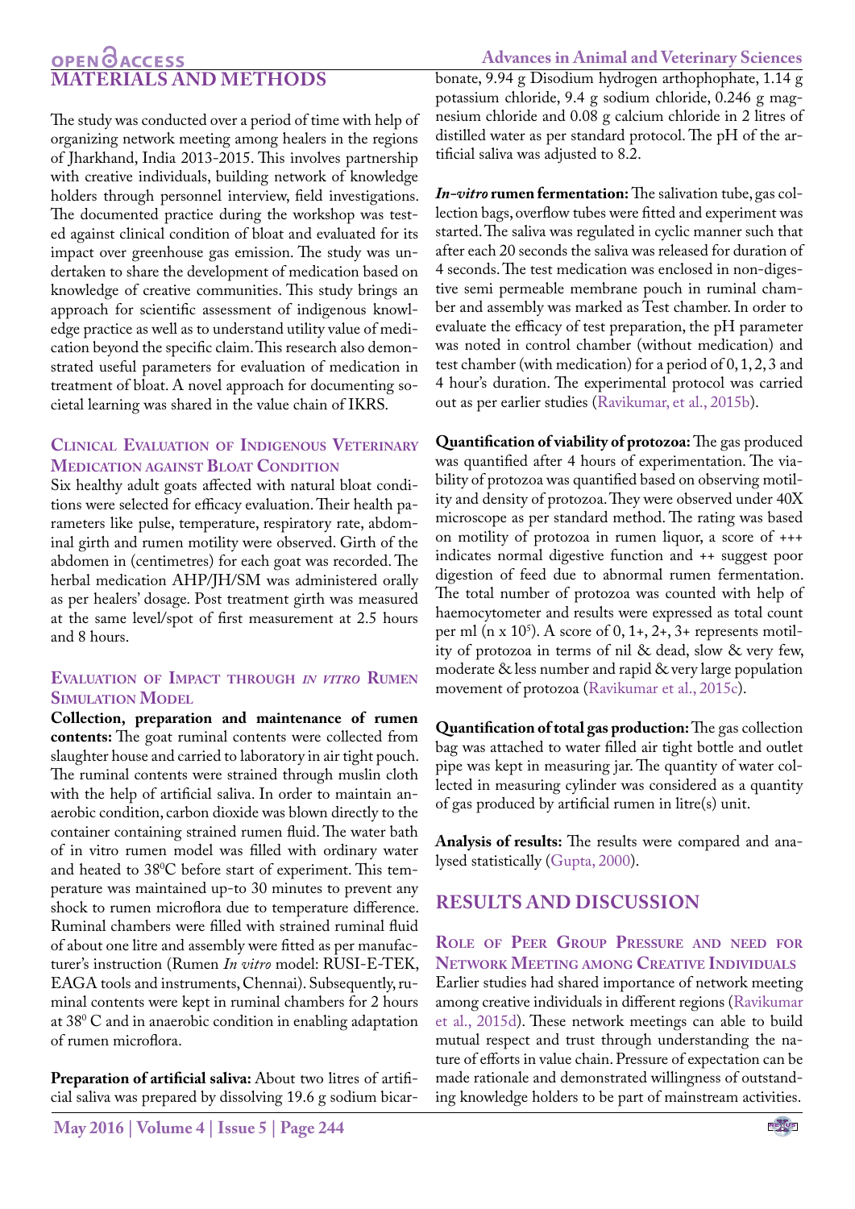## MATERIALS AND METHODS

The study was conducted over a period of time with help of organizing network meeting among healers in the regions of Jharkhand, India 2013-2015. This involves partnership with creative individuals, building network of knowledge holders through personnel interview, field investigations. The documented practice during the workshop was tested against clinical condition of bloat and evaluated for its impact over greenhouse gas emission. The study was undertaken to share the development of medication based on knowledge of creative communities. This study brings an approach for scientific assessment of indigenous knowledge practice as well as to understand utility value of medication beyond the specific claim. This research also demonstrated useful parameters for evaluation of medication in treatment of bloat. A novel approach for documenting societal learning was shared in the value chain of IKRS.

### Clinical Evaluation of Indigenous Veterinary Medication against Bloat Condition

Six healthy adult goats affected with natural bloat conditions were selected for efficacy evaluation. Their health parameters like pulse, temperature, respiratory rate, abdominal girth and rumen motility were observed. Girth of the abdomen in (centimetres) for each goat was recorded. The herbal medication AHP/JH/SM was administered orally as per healers' dosage. Post treatment girth was measured at the same level/spot of first measurement at 2.5 hours and 8 hours.

### Evaluation of Impact through *in vitro* Rumen Simulation Model

**Collection, preparation and maintenance of rumen contents:** The goat ruminal contents were collected from slaughter house and carried to laboratory in air tight pouch. The ruminal contents were strained through muslin cloth with the help of artificial saliva. In order to maintain anaerobic condition, carbon dioxide was blown directly to the container containing strained rumen fluid. The water bath of in vitro rumen model was filled with ordinary water and heated to $38^0$C before start of experiment. This temperature was maintained up-to 30 minutes to prevent any shock to rumen microflora due to temperature difference. Ruminal chambers were filled with strained ruminal fluid of about one litre and assembly were fitted as per manufacturer's instruction (Rumen *In vitro* model: RUSI-E-TEK, EAGA tools and instruments, Chennai). Subsequently, ruminal contents were kept in ruminal chambers for 2 hours at $38^0$ C and in anaerobic condition in enabling adaptation of rumen microflora.

**Preparation of artificial saliva:** About two litres of artificial saliva was prepared by dissolving 19.6 g sodium bicarbonate, 9.94 g Disodium hydrogen arthophophate, 1.14 g potassium chloride, 9.4 g sodium chloride, 0.246 g magnesium chloride and 0.08 g calcium chloride in 2 litres of distilled water as per standard protocol. The pH of the artificial saliva was adjusted to 8.2.

***In-vitro* rumen fermentation:** The salivation tube, gas collection bags, overflow tubes were fitted and experiment was started. The saliva was regulated in cyclic manner such that after each 20 seconds the saliva was released for duration of 4 seconds. The test medication was enclosed in non-digestive semi permeable membrane pouch in ruminal chamber and assembly was marked as Test chamber. In order to evaluate the efficacy of test preparation, the pH parameter was noted in control chamber (without medication) and test chamber (with medication) for a period of 0, 1, 2, 3 and 4 hour's duration. The experimental protocol was carried out as per earlier studies (Ravikumar, et al., 2015b).

**Quantification of viability of protozoa:** The gas produced was quantified after 4 hours of experimentation. The viability of protozoa was quantified based on observing motility and density of protozoa. They were observed under 40X microscope as per standard method. The rating was based on motility of protozoa in rumen liquor, a score of +++ indicates normal digestive function and ++ suggest poor digestion of feed due to abnormal rumen fermentation. The total number of protozoa was counted with help of haemocytometer and results were expressed as total count per ml (n x $10^5$). A score of 0, 1+, 2+, 3+ represents motility of protozoa in terms of nil & dead, slow & very few, moderate & less number and rapid & very large population movement of protozoa (Ravikumar et al., 2015c).

**Quantification of total gas production:** The gas collection bag was attached to water filled air tight bottle and outlet pipe was kept in measuring jar. The quantity of water collected in measuring cylinder was considered as a quantity of gas produced by artificial rumen in litre(s) unit.

**Analysis of results:** The results were compared and analysed statistically (Gupta, 2000).

## RESULTS AND DISCUSSION

### Role of Peer Group Pressure and need for Network Meeting among Creative Individuals

Earlier studies had shared importance of network meeting among creative individuals in different regions (Ravikumar et al., 2015d). These network meetings can able to build mutual respect and trust through understanding the nature of efforts in value chain. Pressure of expectation can be made rationale and demonstrated willingness of outstanding knowledge holders to be part of mainstream activities.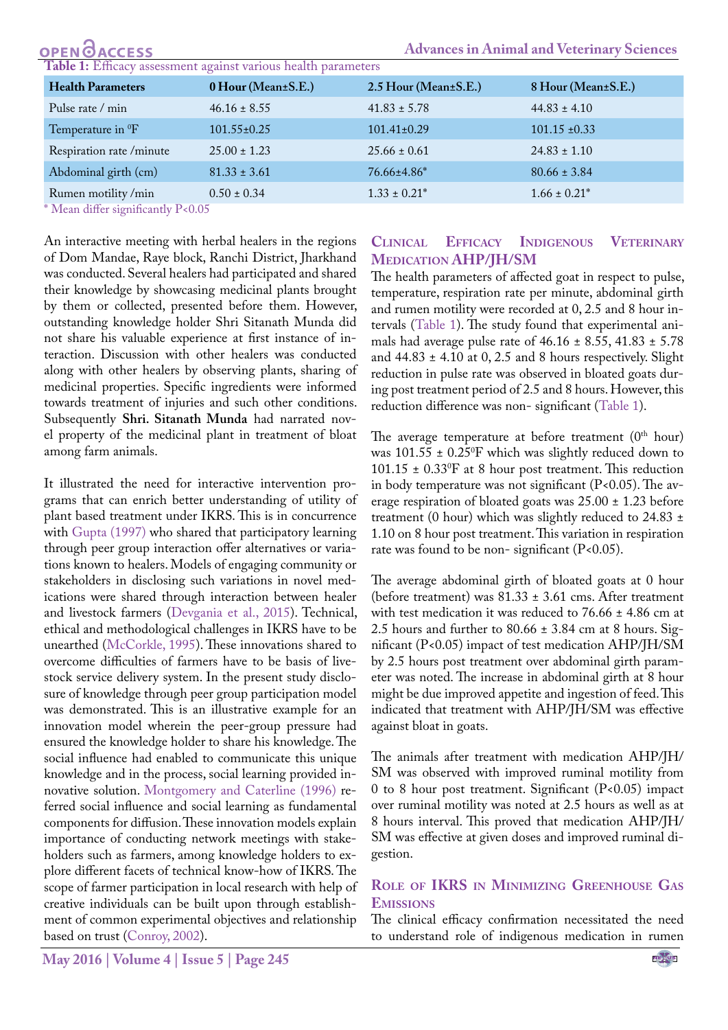**Table 1:** Efficacy assessment against various health parameters

| Health Parameters | 0 Hour (Mean±S.E.) | 2.5 Hour (Mean±S.E.) | 8 Hour (Mean±S.E.) |
|---|---|---|---|
| Pulse rate / min | 46.16 ± 8.55 | 41.83 ± 5.78 | 44.83 ± 4.10 |
| Temperature in $^0$F | 101.55±0.25 | 101.41±0.29 | 101.15 ±0.33 |
| Respiration rate /minute | 25.00 ± 1.23 | 25.66 ± 0.61 | 24.83 ± 1.10 |
| Abdominal girth (cm) | 81.33 ± 3.61 | 76.66±4.86* | 80.66 ± 3.84 |
| Rumen motility /min | 0.50 ± 0.34 | 1.33 ± 0.21* | 1.66 ± 0.21* |

\* Mean differ significantly P<0.05

An interactive meeting with herbal healers in the regions of Dom Mandae, Raye block, Ranchi District, Jharkhand was conducted. Several healers had participated and shared their knowledge by showcasing medicinal plants brought by them or collected, presented before them. However, outstanding knowledge holder Shri Sitanath Munda did not share his valuable experience at first instance of interaction. Discussion with other healers was conducted along with other healers by observing plants, sharing of medicinal properties. Specific ingredients were informed towards treatment of injuries and such other conditions. Subsequently **Shri. Sitanath Munda** had narrated novel property of the medicinal plant in treatment of bloat among farm animals.

It illustrated the need for interactive intervention programs that can enrich better understanding of utility of plant based treatment under IKRS. This is in concurrence with Gupta (1997) who shared that participatory learning through peer group interaction offer alternatives or variations known to healers. Models of engaging community or stakeholders in disclosing such variations in novel medications were shared through interaction between healer and livestock farmers (Devgania et al., 2015). Technical, ethical and methodological challenges in IKRS have to be unearthed (McCorkle, 1995). These innovations shared to overcome difficulties of farmers have to be basis of livestock service delivery system. In the present study disclosure of knowledge through peer group participation model was demonstrated. This is an illustrative example for an innovation model wherein the peer-group pressure had ensured the knowledge holder to share his knowledge. The social influence had enabled to communicate this unique knowledge and in the process, social learning provided innovative solution. Montgomery and Caterline (1996) referred social influence and social learning as fundamental components for diffusion. These innovation models explain importance of conducting network meetings with stakeholders such as farmers, among knowledge holders to explore different facets of technical know-how of IKRS. The scope of farmer participation in local research with help of creative individuals can be built upon through establishment of common experimental objectives and relationship based on trust (Conroy, 2002).

## Clinical Efficacy Indigenous Veterinary Medication AHP/JH/SM

The health parameters of affected goat in respect to pulse, temperature, respiration rate per minute, abdominal girth and rumen motility were recorded at 0, 2.5 and 8 hour intervals (Table 1). The study found that experimental animals had average pulse rate of 46.16 ± 8.55, 41.83 ± 5.78 and 44.83 ± 4.10 at 0, 2.5 and 8 hours respectively. Slight reduction in pulse rate was observed in bloated goats during post treatment period of 2.5 and 8 hours. However, this reduction difference was non- significant (Table 1).

The average temperature at before treatment ($0^{th}$ hour) was 101.55 ± 0.25$^0$F which was slightly reduced down to 101.15 ± 0.33$^0$F at 8 hour post treatment. This reduction in body temperature was not significant (P<0.05). The average respiration of bloated goats was 25.00 ± 1.23 before treatment (0 hour) which was slightly reduced to 24.83 ± 1.10 on 8 hour post treatment. This variation in respiration rate was found to be non- significant (P<0.05).

The average abdominal girth of bloated goats at 0 hour (before treatment) was 81.33 ± 3.61 cms. After treatment with test medication it was reduced to 76.66 ± 4.86 cm at 2.5 hours and further to 80.66 ± 3.84 cm at 8 hours. Significant (P<0.05) impact of test medication AHP/JH/SM by 2.5 hours post treatment over abdominal girth parameter was noted. The increase in abdominal girth at 8 hour might be due improved appetite and ingestion of feed. This indicated that treatment with AHP/JH/SM was effective against bloat in goats.

The animals after treatment with medication AHP/JH/SM was observed with improved ruminal motility from 0 to 8 hour post treatment. Significant (P<0.05) impact over ruminal motility was noted at 2.5 hours as well as at 8 hours interval. This proved that medication AHP/JH/SM was effective at given doses and improved ruminal digestion.

## Role of IKRS in Minimizing Greenhouse Gas Emissions

The clinical efficacy confirmation necessitated the need to understand role of indigenous medication in rumen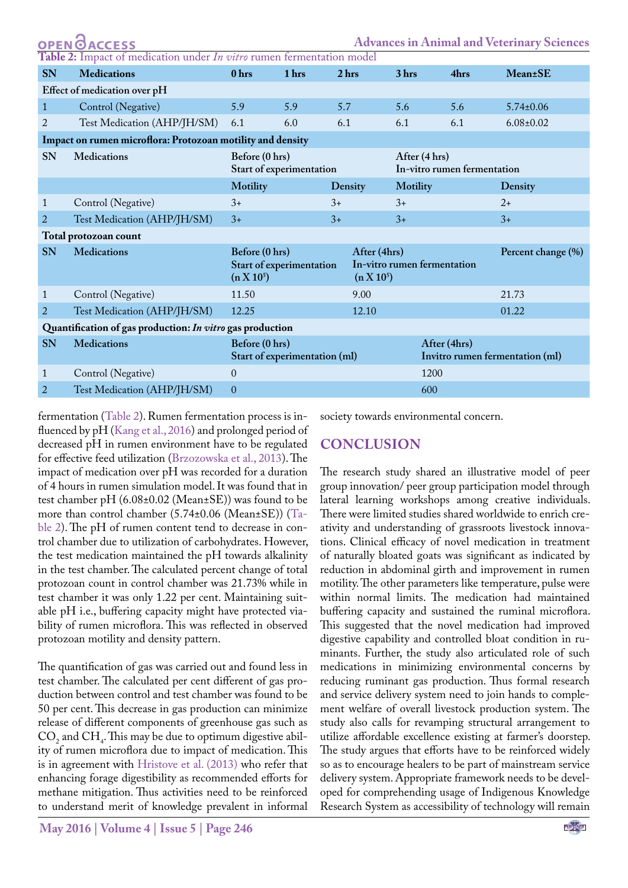**Table 2:** Impact of medication under *In vitro* rumen fermentation model

| SN | Medications | 0 hrs | 1 hrs | 2 hrs | 3 hrs | 4hrs | Mean±SE |
|---|---|---|---|---|---|---|---|
| **Effect of medication over pH** | | | | | | | |
| 1 | Control (Negative) | 5.9 | 5.9 | 5.7 | 5.6 | 5.6 | 5.74±0.06 |
| 2 | Test Medication (AHP/JH/SM) | 6.1 | 6.0 | 6.1 | 6.1 | 6.1 | 6.08±0.02 |
| **Impact on rumen microflora: Protozoan motility and density** | | | | | | | |
| SN | Medications | Before (0 hrs) Start of experimentation | | | After (4 hrs) In-vitro rumen fermentation | | |
| | | Motility | | Density | Motility | | Density |
| 1 | Control (Negative) | 3+ | | 3+ | 3+ | | 2+ |
| 2 | Test Medication (AHP/JH/SM) | 3+ | | 3+ | 3+ | | 3+ |
| **Total protozoan count** | | | | | | | |
| SN | Medications | Before (0 hrs) Start of experimentation ($n \times 10^5$) | | After (4hrs) In-vitro rumen fermentation ($n \times 10^5$) | | | Percent change (%) |
| 1 | Control (Negative) | 11.50 | | 9.00 | | | 21.73 |
| 2 | Test Medication (AHP/JH/SM) | 12.25 | | 12.10 | | | 01.22 |
| **Quantification of gas production: *In vitro* gas production** | | | | | | | |
| SN | Medications | Before (0 hrs) Start of experimentation (ml) | | | | After (4hrs) Invitro rumen fermentation (ml) | |
| 1 | Control (Negative) | 0 | | | | 1200 | |
| 2 | Test Medication (AHP/JH/SM) | 0 | | | | 600 | |

fermentation (Table 2). Rumen fermentation process is influenced by pH (Kang et al., 2016) and prolonged period of decreased pH in rumen environment have to be regulated for effective feed utilization (Brzozowska et al., 2013). The impact of medication over pH was recorded for a duration of 4 hours in rumen simulation model. It was found that in test chamber pH (6.08±0.02 (Mean±SE)) was found to be more than control chamber (5.74±0.06 (Mean±SE)) (Table 2). The pH of rumen content tend to decrease in control chamber due to utilization of carbohydrates. However, the test medication maintained the pH towards alkalinity in the test chamber. The calculated percent change of total protozoan count in control chamber was 21.73% while in test chamber it was only 1.22 per cent. Maintaining suitable pH i.e., buffering capacity might have protected viability of rumen microflora. This was reflected in observed protozoan motility and density pattern.

The quantification of gas was carried out and found less in test chamber. The calculated per cent different of gas production between control and test chamber was found to be 50 per cent. This decrease in gas production can minimize release of different components of greenhouse gas such as $CO_2$ and $CH_4$. This may be due to optimum digestive ability of rumen microflora due to impact of medication. This is in agreement with Hristove et al. (2013) who refer that enhancing forage digestibility as recommended efforts for methane mitigation. Thus activities need to be reinforced to understand merit of knowledge prevalent in informal society towards environmental concern.

## CONCLUSION

The research study shared an illustrative model of peer group innovation/ peer group participation model through lateral learning workshops among creative individuals. There were limited studies shared worldwide to enrich creativity and understanding of grassroots livestock innovations. Clinical efficacy of novel medication in treatment of naturally bloated goats was significant as indicated by reduction in abdominal girth and improvement in rumen motility. The other parameters like temperature, pulse were within normal limits. The medication had maintained buffering capacity and sustained the ruminal microflora. This suggested that the novel medication had improved digestive capability and controlled bloat condition in ruminants. Further, the study also articulated role of such medications in minimizing environmental concerns by reducing ruminant gas production. Thus formal research and service delivery system need to join hands to complement welfare of overall livestock production system. The study also calls for revamping structural arrangement to utilize affordable excellence existing at farmer's doorstep. The study argues that efforts have to be reinforced widely so as to encourage healers to be part of mainstream service delivery system. Appropriate framework needs to be developed for comprehending usage of Indigenous Knowledge Research System as accessibility of technology will remain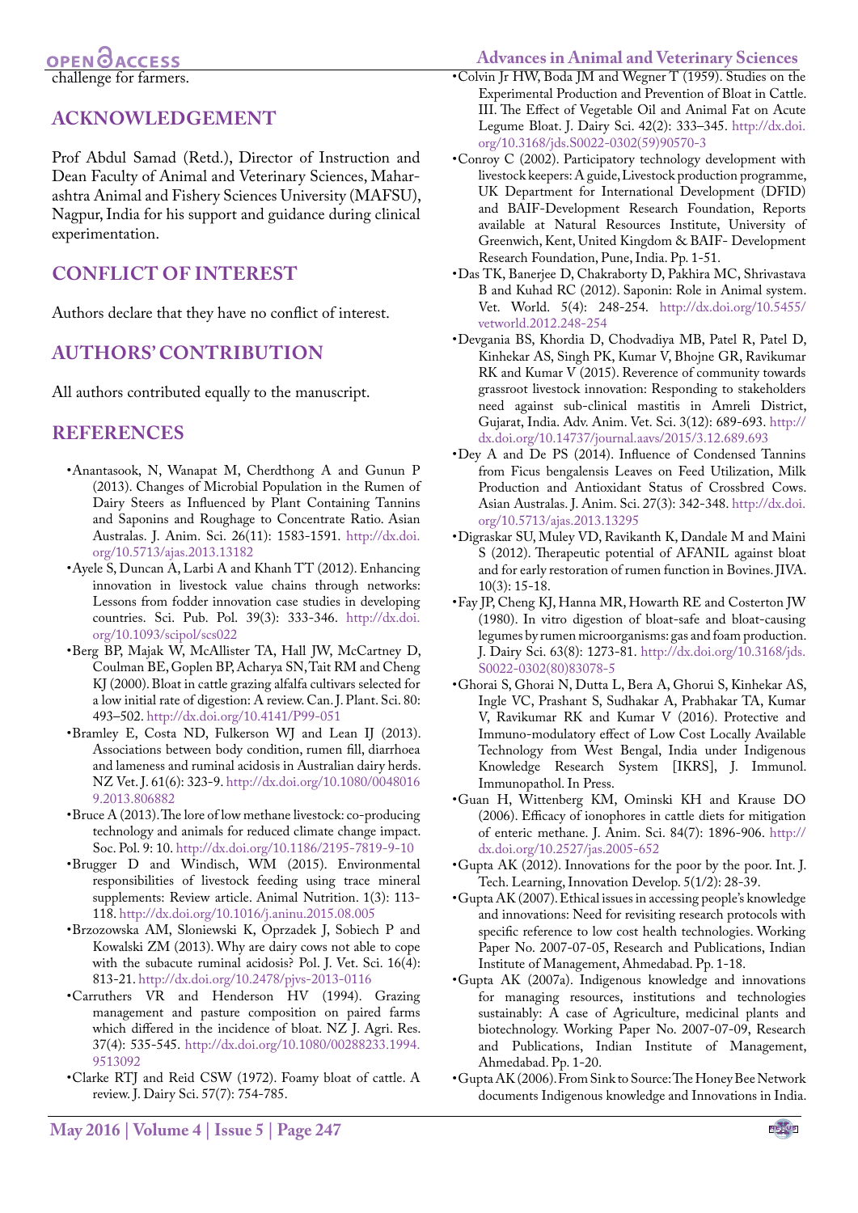challenge for farmers.

## ACKNOWLEDGEMENT

Prof Abdul Samad (Retd.), Director of Instruction and Dean Faculty of Animal and Veterinary Sciences, Maharashtra Animal and Fishery Sciences University (MAFSU), Nagpur, India for his support and guidance during clinical experimentation.

## CONFLICT OF INTEREST

Authors declare that they have no conflict of interest.

## AUTHORS' CONTRIBUTION

All authors contributed equally to the manuscript.

## REFERENCES

- Anantasook, N, Wanapat M, Cherdthong A and Gunun P (2013). Changes of Microbial Population in the Rumen of Dairy Steers as Influenced by Plant Containing Tannins and Saponins and Roughage to Concentrate Ratio. Asian Australas. J. Anim. Sci. 26(11): 1583-1591. http://dx.doi.org/10.5713/ajas.2013.13182
- Ayele S, Duncan A, Larbi A and Khanh TT (2012). Enhancing innovation in livestock value chains through networks: Lessons from fodder innovation case studies in developing countries. Sci. Pub. Pol. 39(3): 333-346. http://dx.doi.org/10.1093/scipol/scs022
- Berg BP, Majak W, McAllister TA, Hall JW, McCartney D, Coulman BE, Goplen BP, Acharya SN, Tait RM and Cheng KJ (2000). Bloat in cattle grazing alfalfa cultivars selected for a low initial rate of digestion: A review. Can. J. Plant. Sci. 80: 493–502. http://dx.doi.org/10.4141/P99-051
- Bramley E, Costa ND, Fulkerson WJ and Lean IJ (2013). Associations between body condition, rumen fill, diarrhoea and lameness and ruminal acidosis in Australian dairy herds. NZ Vet. J. 61(6): 323-9. http://dx.doi.org/10.1080/00480169.2013.806882
- Bruce A (2013). The lore of low methane livestock: co-producing technology and animals for reduced climate change impact. Soc. Pol. 9: 10. http://dx.doi.org/10.1186/2195-7819-9-10
- Brugger D and Windisch, WM (2015). Environmental responsibilities of livestock feeding using trace mineral supplements: Review article. Animal Nutrition. 1(3): 113-118. http://dx.doi.org/10.1016/j.aninu.2015.08.005
- Brzozowska AM, Sloniewski K, Oprzadek J, Sobiech P and Kowalski ZM (2013). Why are dairy cows not able to cope with the subacute ruminal acidosis? Pol. J. Vet. Sci. 16(4): 813-21. http://dx.doi.org/10.2478/pjvs-2013-0116
- Carruthers VR and Henderson HV (1994). Grazing management and pasture composition on paired farms which differed in the incidence of bloat. NZ J. Agri. Res. 37(4): 535-545. http://dx.doi.org/10.1080/00288233.1994.9513092
- Clarke RTJ and Reid CSW (1972). Foamy bloat of cattle. A review. J. Dairy Sci. 57(7): 754-785.
- Colvin Jr HW, Boda JM and Wegner T (1959). Studies on the Experimental Production and Prevention of Bloat in Cattle. III. The Effect of Vegetable Oil and Animal Fat on Acute Legume Bloat. J. Dairy Sci. 42(2): 333–345. http://dx.doi.org/10.3168/jds.S0022-0302(59)90570-3
- Conroy C (2002). Participatory technology development with livestock keepers: A guide, Livestock production programme, UK Department for International Development (DFID) and BAIF-Development Research Foundation, Reports available at Natural Resources Institute, University of Greenwich, Kent, United Kingdom & BAIF- Development Research Foundation, Pune, India. Pp. 1-51.
- Das TK, Banerjee D, Chakraborty D, Pakhira MC, Shrivastava B and Kuhad RC (2012). Saponin: Role in Animal system. Vet. World. 5(4): 248-254. http://dx.doi.org/10.5455/vetworld.2012.248-254
- Devgania BS, Khordia D, Chodvadiya MB, Patel R, Patel D, Kinhekar AS, Singh PK, Kumar V, Bhojne GR, Ravikumar RK and Kumar V (2015). Reverence of community towards grassroot livestock innovation: Responding to stakeholders need against sub-clinical mastitis in Amreli District, Gujarat, India. Adv. Anim. Vet. Sci. 3(12): 689-693. http://dx.doi.org/10.14737/journal.aavs/2015/3.12.689.693
- Dey A and De PS (2014). Influence of Condensed Tannins from Ficus bengalensis Leaves on Feed Utilization, Milk Production and Antioxidant Status of Crossbred Cows. Asian Australas. J. Anim. Sci. 27(3): 342-348. http://dx.doi.org/10.5713/ajas.2013.13295
- Digraskar SU, Muley VD, Ravikanth K, Dandale M and Maini S (2012). Therapeutic potential of AFANIL against bloat and for early restoration of rumen function in Bovines. JIVA. 10(3): 15-18.
- Fay JP, Cheng KJ, Hanna MR, Howarth RE and Costerton JW (1980). In vitro digestion of bloat-safe and bloat-causing legumes by rumen microorganisms: gas and foam production. J. Dairy Sci. 63(8): 1273-81. http://dx.doi.org/10.3168/jds.S0022-0302(80)83078-5
- Ghorai S, Ghorai N, Dutta L, Bera A, Ghorui S, Kinhekar AS, Ingle VC, Prashant S, Sudhakar A, Prabhakar TA, Kumar V, Ravikumar RK and Kumar V (2016). Protective and Immuno-modulatory effect of Low Cost Locally Available Technology from West Bengal, India under Indigenous Knowledge Research System [IKRS], J. Immunol. Immunopathol. In Press.
- Guan H, Wittenberg KM, Ominski KH and Krause DO (2006). Efficacy of ionophores in cattle diets for mitigation of enteric methane. J. Anim. Sci. 84(7): 1896-906. http://dx.doi.org/10.2527/jas.2005-652
- Gupta AK (2012). Innovations for the poor by the poor. Int. J. Tech. Learning, Innovation Develop. 5(1/2): 28-39.
- Gupta AK (2007). Ethical issues in accessing people's knowledge and innovations: Need for revisiting research protocols with specific reference to low cost health technologies. Working Paper No. 2007-07-05, Research and Publications, Indian Institute of Management, Ahmedabad. Pp. 1-18.
- Gupta AK (2007a). Indigenous knowledge and innovations for managing resources, institutions and technologies sustainably: A case of Agriculture, medicinal plants and biotechnology. Working Paper No. 2007-07-09, Research and Publications, Indian Institute of Management, Ahmedabad. Pp. 1-20.
- Gupta AK (2006). From Sink to Source: The Honey Bee Network documents Indigenous knowledge and Innovations in India.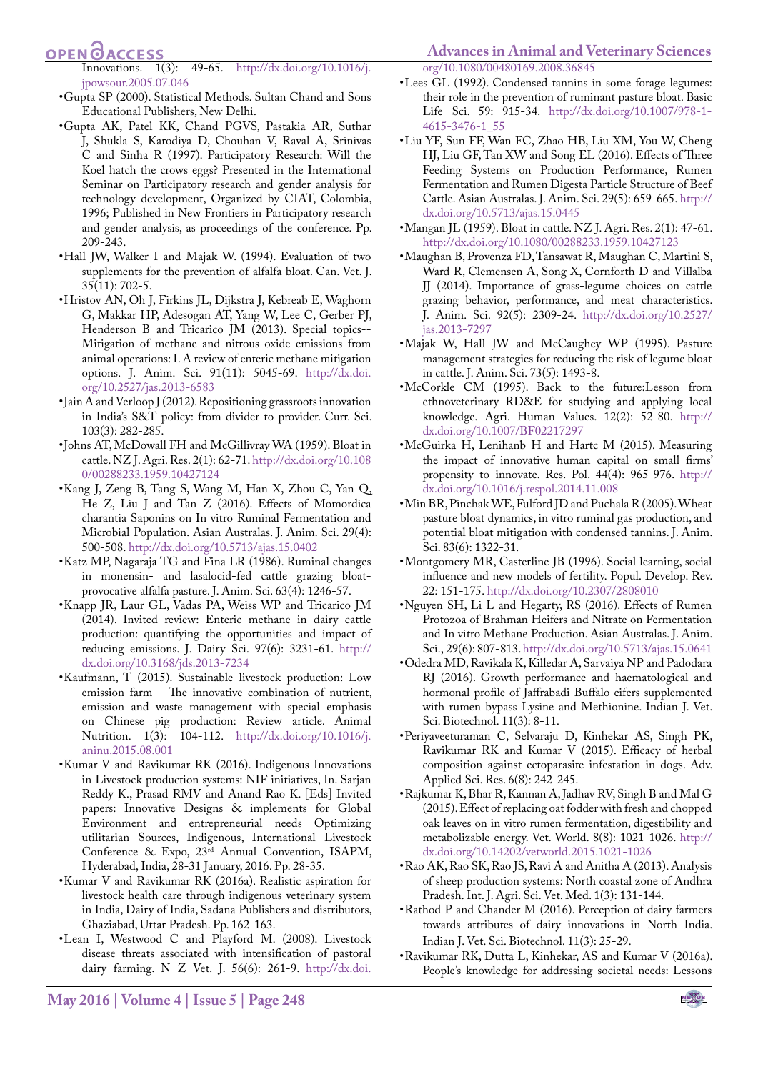Innovations. 1(3): 49-65. http://dx.doi.org/10.1016/j.jpowsour.2005.07.046

- Gupta SP (2000). Statistical Methods. Sultan Chand and Sons Educational Publishers, New Delhi.
- Gupta AK, Patel KK, Chand PGVS, Pastakia AR, Suthar J, Shukla S, Karodiya D, Chouhan V, Raval A, Srinivas C and Sinha R (1997). Participatory Research: Will the Koel hatch the crows eggs? Presented in the International Seminar on Participatory research and gender analysis for technology development, Organized by CIAT, Colombia, 1996; Published in New Frontiers in Participatory research and gender analysis, as proceedings of the conference. Pp. 209-243.
- Hall JW, Walker I and Majak W. (1994). Evaluation of two supplements for the prevention of alfalfa bloat. Can. Vet. J. 35(11): 702-5.
- Hristov AN, Oh J, Firkins JL, Dijkstra J, Kebreab E, Waghorn G, Makkar HP, Adesogan AT, Yang W, Lee C, Gerber PJ, Henderson B and Tricarico JM (2013). Special topics--Mitigation of methane and nitrous oxide emissions from animal operations: I. A review of enteric methane mitigation options. J. Anim. Sci. 91(11): 5045-69. http://dx.doi.org/10.2527/jas.2013-6583
- Jain A and Verloop J (2012). Repositioning grassroots innovation in India's S&T policy: from divider to provider. Curr. Sci. 103(3): 282-285.
- Johns AT, McDowall FH and McGillivray WA (1959). Bloat in cattle. NZ J. Agri. Res. 2(1): 62-71. http://dx.doi.org/10.1080/00288233.1959.10427124
- Kang J, Zeng B, Tang S, Wang M, Han X, Zhou C, Yan Q, He Z, Liu J and Tan Z (2016). Effects of Momordica charantia Saponins on In vitro Ruminal Fermentation and Microbial Population. Asian Australas. J. Anim. Sci. 29(4): 500-508. http://dx.doi.org/10.5713/ajas.15.0402
- Katz MP, Nagaraja TG and Fina LR (1986). Ruminal changes in monensin- and lasalocid-fed cattle grazing bloat-provocative alfalfa pasture. J. Anim. Sci. 63(4): 1246-57.
- Knapp JR, Laur GL, Vadas PA, Weiss WP and Tricarico JM (2014). Invited review: Enteric methane in dairy cattle production: quantifying the opportunities and impact of reducing emissions. J. Dairy Sci. 97(6): 3231-61. http://dx.doi.org/10.3168/jds.2013-7234
- Kaufmann, T (2015). Sustainable livestock production: Low emission farm – The innovative combination of nutrient, emission and waste management with special emphasis on Chinese pig production: Review article. Animal Nutrition. 1(3): 104-112. http://dx.doi.org/10.1016/j.aninu.2015.08.001
- Kumar V and Ravikumar RK (2016). Indigenous Innovations in Livestock production systems: NIF initiatives, In. Sarjan Reddy K., Prasad RMV and Anand Rao K. [Eds] Invited papers: Innovative Designs & implements for Global Environment and entrepreneurial needs Optimizing utilitarian Sources, Indigenous, International Livestock Conference & Expo, 23rd Annual Convention, ISAPM, Herderabad, India, 28-31 January, 2016. Pp. 28-35.
- Kumar V and Ravikumar RK (2016a). Realistic aspiration for livestock health care through indigenous veterinary system in India, Dairy of India, Sadana Publishers and distributors, Ghaziabad, Uttar Pradesh. Pp. 162-163.
- Lean I, Westwood C and Playford M. (2008). Livestock disease threats associated with intensification of pastoral dairy farming. N Z Vet. J. 56(6): 261-9. http://dx.doi.org/10.1080/00480169.2008.36845
- Lees GL (1992). Condensed tannins in some forage legumes: their role in the prevention of ruminant pasture bloat. Basic Life Sci. 59: 915-34. http://dx.doi.org/10.1007/978-1-4615-3476-1_55
- Liu YF, Sun FF, Wan FC, Zhao HB, Liu XM, You W, Cheng HJ, Liu GF, Tan XW and Song EL (2016). Effects of Three Feeding Systems on Production Performance, Rumen Fermentation and Rumen Digesta Particle Structure of Beef Cattle. Asian Australas. J. Anim. Sci. 29(5): 659-665. http://dx.doi.org/10.5713/ajas.15.0445
- Mangan JL (1959). Bloat in cattle. NZ J. Agri. Res. 2(1): 47-61. http://dx.doi.org/10.1080/00288233.1959.10427123
- Maughan B, Provenza FD, Tansawat R, Maughan C, Martini S, Ward R, Clemensen A, Song X, Cornforth D and Villalba JJ (2014). Importance of grass-legume choices on cattle grazing behavior, performance, and meat characteristics. J. Anim. Sci. 92(5): 2309-24. http://dx.doi.org/10.2527/jas.2013-7297
- Majak W, Hall JW and McCaughey WP (1995). Pasture management strategies for reducing the risk of legume bloat in cattle. J. Anim. Sci. 73(5): 1493-8.
- McCorkle CM (1995). Back to the future:Lesson from ethnoveterinary RD&E for studying and applying local knowledge. Agri. Human Values. 12(2): 52-80. http://dx.doi.org/10.1007/BF02217297
- McGuirka H, Lenihanb H and Hartc M (2015). Measuring the impact of innovative human capital on small firms' propensity to innovate. Res. Pol. 44(4): 965-976. http://dx.doi.org/10.1016/j.respol.2014.11.008
- Min BR, Pinchak WE, Fulford JD and Puchala R (2005). Wheat pasture bloat dynamics, in vitro ruminal gas production, and potential bloat mitigation with condensed tannins. J. Anim. Sci. 83(6): 1322-31.
- Montgomery MR, Casterline JB (1996). Social learning, social influence and new models of fertility. Popul. Develop. Rev. 22: 151-175. http://dx.doi.org/10.2307/2808010
- Nguyen SH, Li L and Hegarty, RS (2016). Effects of Rumen Protozoa of Brahman Heifers and Nitrate on Fermentation and In vitro Methane Production. Asian Australas. J. Anim. Sci., 29(6): 807-813. http://dx.doi.org/10.5713/ajas.15.0641
- Odedra MD, Ravikala K, Killedar A, Sarvaiya NP and Padodara RJ (2016). Growth performance and haematological and hormonal profile of Jaffrabadi Buffalo eifers supplemented with rumen bypass Lysine and Methionine. Indian J. Vet. Sci. Biotechnol. 11(3): 8-11.
- Periyaveeturaman C, Selvaraju D, Kinhekar AS, Singh PK, Ravikumar RK and Kumar V (2015). Efficacy of herbal composition against ectoparasite infestation in dogs. Adv. Applied Sci. Res. 6(8): 242-245.
- Rajkumar K, Bhar R, Kannan A, Jadhav RV, Singh B and Mal G (2015). Effect of replacing oat fodder with fresh and chopped oak leaves on in vitro rumen fermentation, digestibility and metabolizable energy. Vet. World. 8(8): 1021-1026. http://dx.doi.org/10.14202/vetworld.2015.1021-1026
- Rao AK, Rao SK, Rao JS, Ravi A and Anitha A (2013). Analysis of sheep production systems: North coastal zone of Andhra Pradesh. Int. J. Agri. Sci. Vet. Med. 1(3): 131-144.
- Rathod P and Chander M (2016). Perception of dairy farmers towards attributes of dairy innovations in North India. Indian J. Vet. Sci. Biotechnol. 11(3): 25-29.
- Ravikumar RK, Dutta L, Kinhekar, AS and Kumar V (2016a). People's knowledge for addressing societal needs: Lessons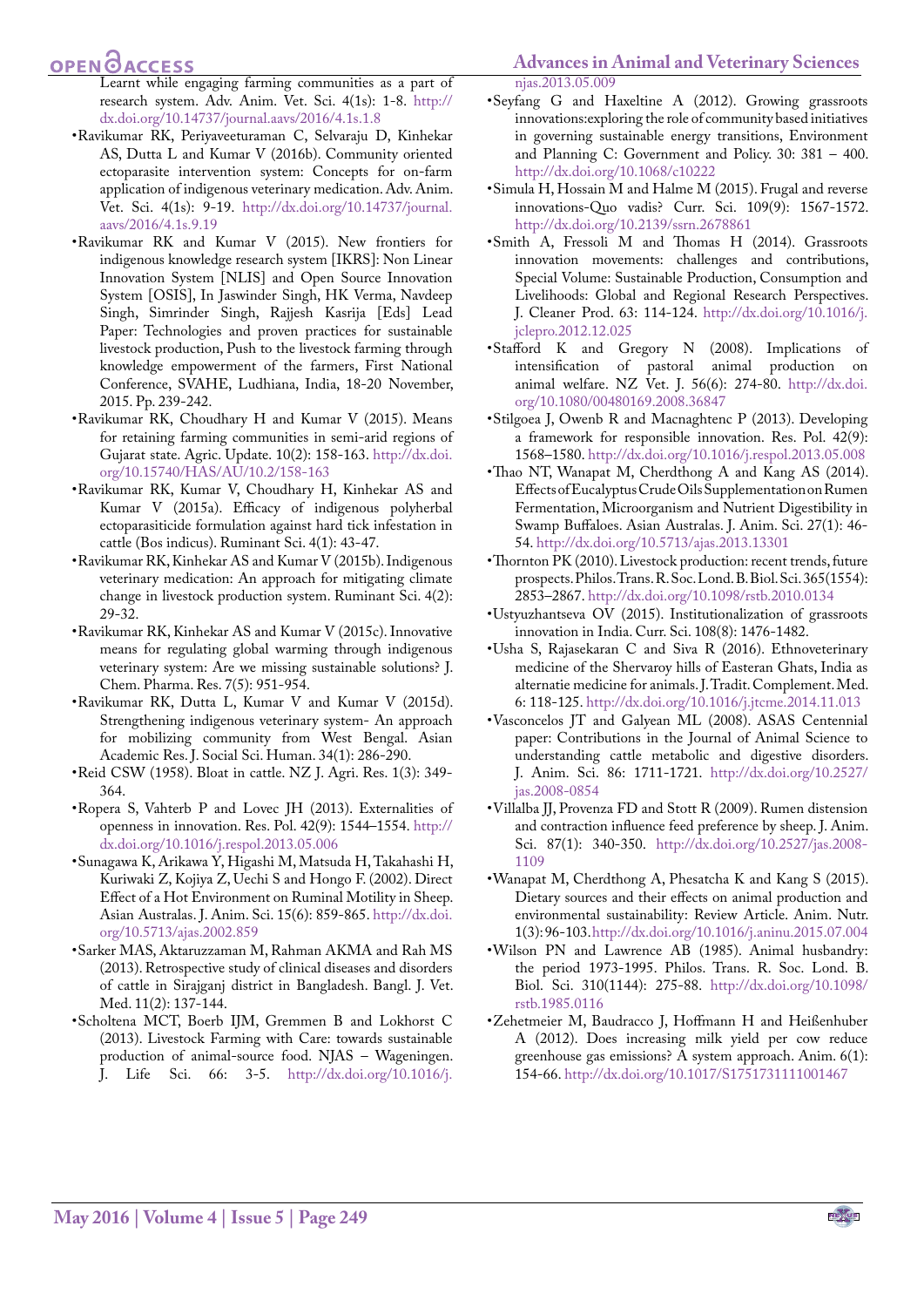Learnt while engaging farming communities as a part of research system. Adv. Anim. Vet. Sci. 4(1s): 1-8. http://dx.doi.org/10.14737/journal.aavs/2016/4.1s.1.8

- Ravikumar RK, Periyaveeturaman C, Selvaraju D, Kinhekar AS, Dutta L and Kumar V (2016b). Community oriented ectoparasite intervention system: Concepts for on-farm application of indigenous veterinary medication. Adv. Anim. Vet. Sci. 4(1s): 9-19. http://dx.doi.org/10.14737/journal.aavs/2016/4.1s.9.19
- Ravikumar RK and Kumar V (2015). New frontiers for indigenous knowledge research system [IKRS]: Non Linear Innovation System [NLIS] and Open Source Innovation System [OSIS], In Jaswinder Singh, HK Verma, Navdeep Singh, Simrinder Singh, Rajjesh Kasrija [Eds] Lead Paper: Technologies and proven practices for sustainable livestock production, Push to the livestock farming through knowledge empowerment of the farmers, First National Conference, SVAHE, Ludhiana, India, 18-20 November, 2015. Pp. 239-242.
- Ravikumar RK, Choudhary H and Kumar V (2015). Means for retaining farming communities in semi-arid regions of Gujarat state. Agric. Update. 10(2): 158-163. http://dx.doi.org/10.15740/HAS/AU/10.2/158-163
- Ravikumar RK, Kumar V, Choudhary H, Kinhekar AS and Kumar V (2015a). Efficacy of indigenous polyherbal ectoparasiticide formulation against hard tick infestation in cattle (Bos indicus). Ruminant Sci. 4(1): 43-47.
- Ravikumar RK, Kinhekar AS and Kumar V (2015b). Indigenous veterinary medication: An approach for mitigating climate change in livestock production system. Ruminant Sci. 4(2): 29-32.
- Ravikumar RK, Kinhekar AS and Kumar V (2015c). Innovative means for regulating global warming through indigenous veterinary system: Are we missing sustainable solutions? J. Chem. Pharma. Res. 7(5): 951-954.
- Ravikumar RK, Dutta L, Kumar V and Kumar V (2015d). Strengthening indigenous veterinary system- An approach for mobilizing community from West Bengal. Asian Academic Res. J. Social Sci. Human. 34(1): 286-290.
- Reid CSW (1958). Bloat in cattle. NZ J. Agri. Res. 1(3): 349-364.
- Ropera S, Vahterb P and Lovec JH (2013). Externalities of openness in innovation. Res. Pol. 42(9): 1544–1554. http://dx.doi.org/10.1016/j.respol.2013.05.006
- Sunagawa K, Arikawa Y, Higashi M, Matsuda H, Takahashi H, Kuriwaki Z, Kojiya Z, Uechi S and Hongo F. (2002). Direct Effect of a Hot Environment on Ruminal Motility in Sheep. Asian Australas. J. Anim. Sci. 15(6): 859-865. http://dx.doi.org/10.5713/ajas.2002.859
- Sarker MAS, Aktaruzzaman M, Rahman AKMA and Rah MS (2013). Retrospective study of clinical diseases and disorders of cattle in Sirajganj district in Bangladesh. Bangl. J. Vet. Med. 11(2): 137-144.
- Scholtena MCT, Boerb IJM, Gremmen B and Lokhorst C (2013). Livestock Farming with Care: towards sustainable production of animal-source food. NJAS – Wageningen. J. Life Sci. 66: 3-5. http://dx.doi.org/10.1016/j.njas.2013.05.009
- Seyfang G and Haxeltine A (2012). Growing grassroots innovations:exploring the role of community based initiatives in governing sustainable energy transitions, Environment and Planning C: Government and Policy. 30: 381 – 400. http://dx.doi.org/10.1068/c10222
- Simula H, Hossain M and Halme M (2015). Frugal and reverse innovations-Quo vadis? Curr. Sci. 109(9): 1567-1572. http://dx.doi.org/10.2139/ssrn.2678861
- Smith A, Fressoli M and Thomas H (2014). Grassroots innovation movements: challenges and contributions, Special Volume: Sustainable Production, Consumption and Livelihoods: Global and Regional Research Perspectives. J. Cleaner Prod. 63: 114-124. http://dx.doi.org/10.1016/j.jclepro.2012.12.025
- Stafford K and Gregory N (2008). Implications of intensification of pastoral animal production on animal welfare. NZ Vet. J. 56(6): 274-80. http://dx.doi.org/10.1080/00480169.2008.36847
- Stilgoea J, Owenb R and Macnaghtenc P (2013). Developing a framework for responsible innovation. Res. Pol. 42(9): 1568–1580. http://dx.doi.org/10.1016/j.respol.2013.05.008
- Thao NT, Wanapat M, Cherdthong A and Kang AS (2014). Effects of Eucalyptus Crude Oils Supplementation on Rumen Fermentation, Microorganism and Nutrient Digestibility in Swamp Buffaloes. Asian Australas. J. Anim. Sci. 27(1): 46-54. http://dx.doi.org/10.5713/ajas.2013.13301
- Thornton PK (2010). Livestock production: recent trends, future prospects. Philos. Trans. R. Soc. Lond. B. Biol. Sci. 365(1554): 2853–2867. http://dx.doi.org/10.1098/rstb.2010.0134
- Ustyuzhantseva OV (2015). Institutionalization of grassroots innovation in India. Curr. Sci. 108(8): 1476-1482.
- Usha S, Rajasekaran C and Siva R (2016). Ethnoveterinary medicine of the Shervaroy hills of Easteran Ghats, India as alternatie medicine for animals. J. Tradit. Complement. Med. 6: 118-125. http://dx.doi.org/10.1016/j.jtcme.2014.11.013
- Vasconcelos JT and Galyean ML (2008). ASAS Centennial paper: Contributions in the Journal of Animal Science to understanding cattle metabolic and digestive disorders. J. Anim. Sci. 86: 1711-1721. http://dx.doi.org/10.2527/jas.2008-0854
- Villalba JJ, Provenza FD and Stott R (2009). Rumen distension and contraction influence feed preference by sheep. J. Anim. Sci. 87(1): 340-350. http://dx.doi.org/10.2527/jas.2008-1109
- Wanapat M, Cherdthong A, Phesatcha K and Kang S (2015). Dietary sources and their effects on animal production and environmental sustainability: Review Article. Anim. Nutr. 1(3): 96-103. http://dx.doi.org/10.1016/j.aninu.2015.07.004
- Wilson PN and Lawrence AB (1985). Animal husbandry: the period 1973-1995. Philos. Trans. R. Soc. Lond. B. Biol. Sci. 310(1144): 275-88. http://dx.doi.org/10.1098/rstb.1985.0116
- Zehetmeier M, Baudracco J, Hoffmann H and Heißenhuber A (2012). Does increasing milk yield per cow reduce greenhouse gas emissions? A system approach. Anim. 6(1): 154-66. http://dx.doi.org/10.1017/S1751731111001467